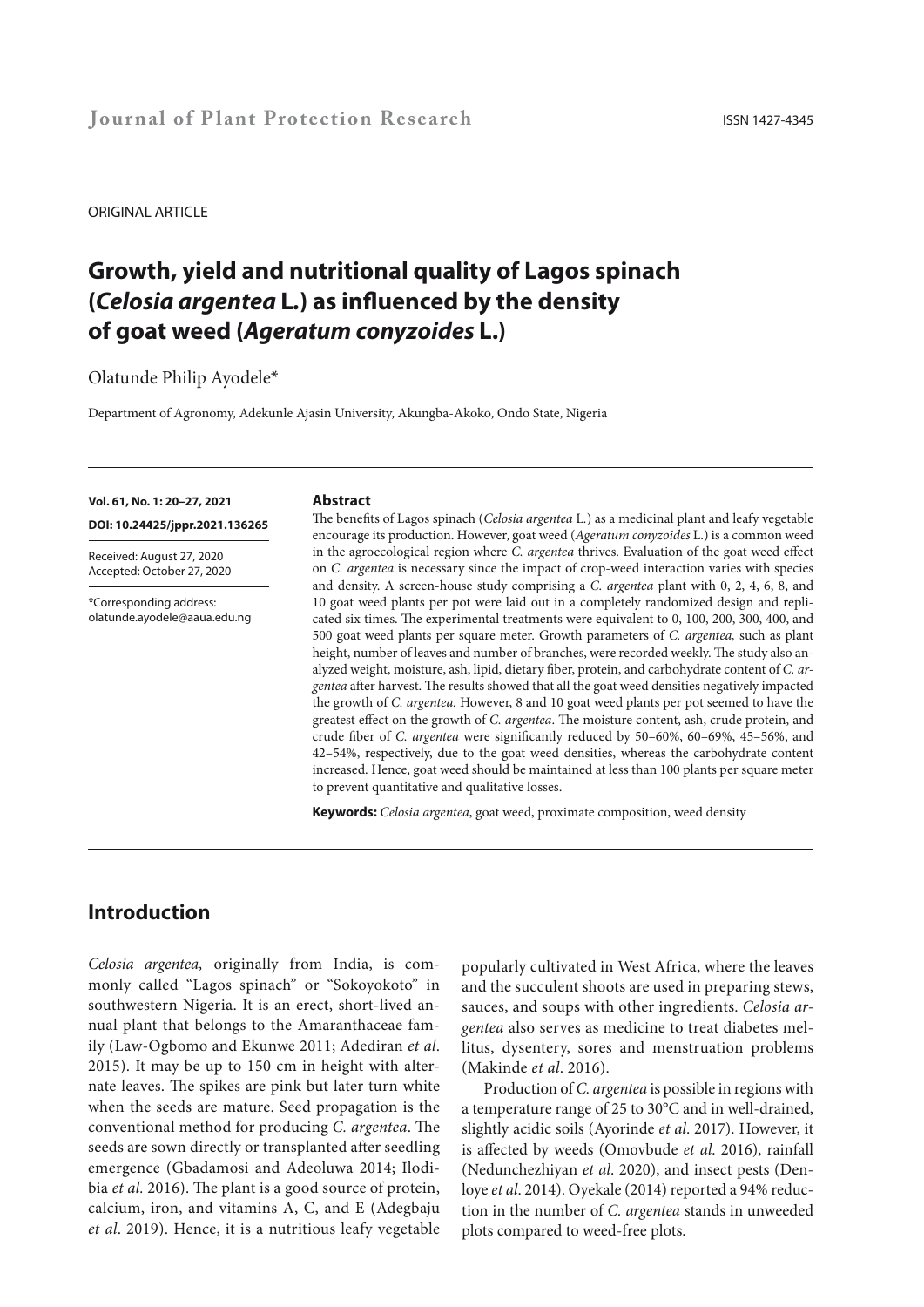ORIGINAL ARTICLE

# Growth, yield and nutritional quality of Lagos spinach (*Celosia argentea* L.) as influenced by the density of goat weed (*Ageratum conyzoides* L.)

Olatunde Philip Ayodele*

Department of Agronomy, Adekunle Ajasin University, Akungba-Akoko, Ondo State, Nigeria

**DOI: 10.24425/jppr.2021.136265**

Received: August 27, 2020
Accepted: October 27, 2020

*Corresponding address:
olatunde.ayodele@aaua.edu.ng

### Abstract

The benefits of Lagos spinach (*Celosia argentea* L.) as a medicinal plant and leafy vegetable encourage its production. However, goat weed (*Ageratum conyzoides* L.) is a common weed in the agroecological region where *C. argentea* thrives. Evaluation of the goat weed effect on *C. argentea* is necessary since the impact of crop-weed interaction varies with species and density. A screen-house study comprising a *C. argentea* plant with 0, 2, 4, 6, 8, and 10 goat weed plants per pot were laid out in a completely randomized design and replicated six times. The experimental treatments were equivalent to 0, 100, 200, 300, 400, and 500 goat weed plants per square meter. Growth parameters of *C. argentea*, such as plant height, number of leaves and number of branches, were recorded weekly. The study also analyzed weight, moisture, ash, lipid, dietary fiber, protein, and carbohydrate content of *C. argentea* after harvest. The results showed that all the goat weed densities negatively impacted the growth of *C. argentea*. However, 8 and 10 goat weed plants per pot seemed to have the greatest effect on the growth of *C. argentea*. The moisture content, ash, crude protein, and crude fiber of *C. argentea* were significantly reduced by 50–60%, 60–69%, 45–56%, and 42–54%, respectively, due to the goat weed densities, whereas the carbohydrate content increased. Hence, goat weed should be maintained at less than 100 plants per square meter to prevent quantitative and qualitative losses.

**Keywords:** *Celosia argentea*, goat weed, proximate composition, weed density

## Introduction

*Celosia argentea,* originally from India, is commonly called "Lagos spinach" or "Sokoyokoto" in southwestern Nigeria. It is an erect, short-lived annual plant that belongs to the Amaranthaceae family (Law-Ogbomo and Ekunwe 2011; Adediran *et al*. 2015). It may be up to 150 cm in height with alternate leaves. The spikes are pink but later turn white when the seeds are mature. Seed propagation is the conventional method for producing *C. argentea*. The seeds are sown directly or transplanted after seedling emergence (Gbadamosi and Adeoluwa 2014; Ilodibia *et al*. 2016). The plant is a good source of protein, calcium, iron, and vitamins A, C, and E (Adegbaju *et al*. 2019). Hence, it is a nutritious leafy vegetable popularly cultivated in West Africa, where the leaves and the succulent shoots are used in preparing stews, sauces, and soups with other ingredients. *Celosia argentea* also serves as medicine to treat diabetes mellitus, dysentery, sores and menstruation problems (Makinde *et al*. 2016).

Production of *C. argentea* is possible in regions with a temperature range of 25 to 30°C and in well-drained, slightly acidic soils (Ayorinde *et al*. 2017). However, it is affected by weeds (Omovbude *et al*. 2016), rainfall (Nedunchezhiyan *et al*. 2020), and insect pests (Denloye *et al*. 2014). Oyekale (2014) reported a 94% reduction in the number of *C. argentea* stands in unweeded plots compared to weed-free plots.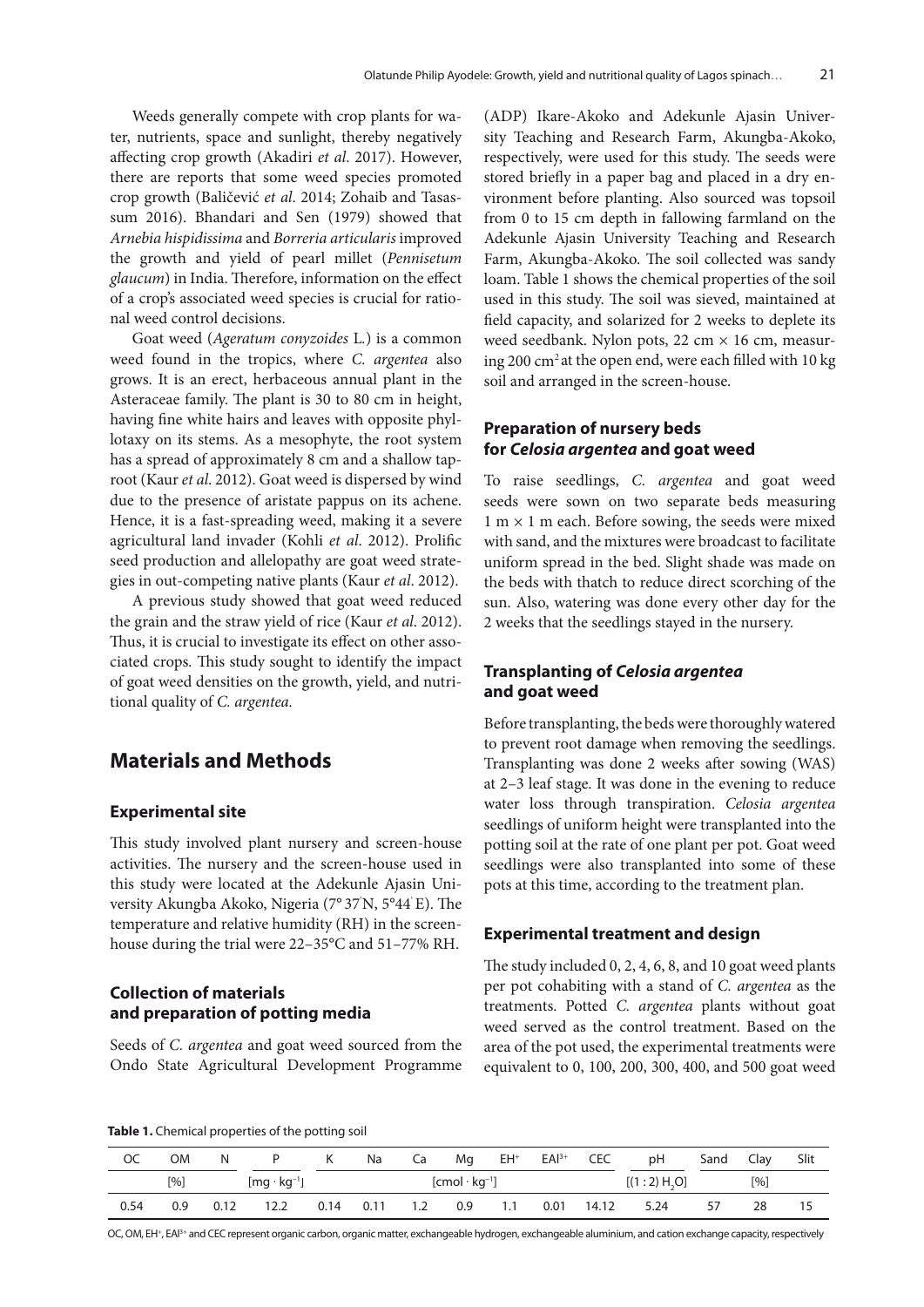Weeds generally compete with crop plants for water, nutrients, space and sunlight, thereby negatively affecting crop growth (Akadiri *et al*. 2017). However, there are reports that some weed species promoted crop growth (Baličević *et al*. 2014; Zohaib and Tasassum 2016). Bhandari and Sen (1979) showed that *Arnebia hispidissima* and *Borreria articularis* improved the growth and yield of pearl millet (*Pennisetum glaucum*) in India. Therefore, information on the effect of a crop's associated weed species is crucial for rational weed control decisions.

Goat weed (*Ageratum conyzoides* L.) is a common weed found in the tropics, where *C. argentea* also grows. It is an erect, herbaceous annual plant in the Asteraceae family. The plant is 30 to 80 cm in height, having fine white hairs and leaves with opposite phyllotaxy on its stems. As a mesophyte, the root system has a spread of approximately 8 cm and a shallow taproot (Kaur *et al*. 2012). Goat weed is dispersed by wind due to the presence of aristate pappus on its achene. Hence, it is a fast-spreading weed, making it a severe agricultural land invader (Kohli *et al*. 2012). Prolific seed production and allelopathy are goat weed strategies in out-competing native plants (Kaur *et al*. 2012).

A previous study showed that goat weed reduced the grain and the straw yield of rice (Kaur *et al*. 2012). Thus, it is crucial to investigate its effect on other associated crops. This study sought to identify the impact of goat weed densities on the growth, yield, and nutritional quality of *C. argentea*.

## Materials and Methods

### Experimental site

This study involved plant nursery and screen-house activities. The nursery and the screen-house used in this study were located at the Adekunle Ajasin University Akungba Akoko, Nigeria (7° 37' N, 5°44' E). The temperature and relative humidity (RH) in the screen-house during the trial were 22–35°C and 51–77% RH.

### Collection of materials and preparation of potting media

Seeds of *C. argentea* and goat weed sourced from the Ondo State Agricultural Development Programme (ADP) Ikare-Akoko and Adekunle Ajasin University Teaching and Research Farm, Akungba-Akoko, respectively, were used for this study. The seeds were stored briefly in a paper bag and placed in a dry environment before planting. Also sourced was topsoil from 0 to 15 cm depth in fallowing farmland on the Adekunle Ajasin University Teaching and Research Farm, Akungba-Akoko. The soil collected was sandy loam. Table 1 shows the chemical properties of the soil used in this study. The soil was sieved, maintained at field capacity, and solarized for 2 weeks to deplete its weed seedbank. Nylon pots, 22 cm × 16 cm, measuring 200 $cm^2$ at the open end, were each filled with 10 kg soil and arranged in the screen-house.

### Preparation of nursery beds for *Celosia argentea* and goat weed

To raise seedlings, *C. argentea* and goat weed seeds were sown on two separate beds measuring 1 m × 1 m each. Before sowing, the seeds were mixed with sand, and the mixtures were broadcast to facilitate uniform spread in the bed. Slight shade was made on the beds with thatch to reduce direct scorching of the sun. Also, watering was done every other day for the 2 weeks that the seedlings stayed in the nursery.

### Transplanting of *Celosia argentea* and goat weed

Before transplanting, the beds were thoroughly watered to prevent root damage when removing the seedlings. Transplanting was done 2 weeks after sowing (WAS) at 2–3 leaf stage. It was done in the evening to reduce water loss through transpiration. *Celosia argentea* seedlings of uniform height were transplanted into the potting soil at the rate of one plant per pot. Goat weed seedlings were also transplanted into some of these pots at this time, according to the treatment plan.

### Experimental treatment and design

The study included 0, 2, 4, 6, 8, and 10 goat weed plants per pot cohabiting with a stand of *C. argentea* as the treatments. Potted *C. argentea* plants without goat weed served as the control treatment. Based on the area of the pot used, the experimental treatments were equivalent to 0, 100, 200, 300, 400, and 500 goat weed

**Table 1.** Chemical properties of the potting soil

| OC | OM | N | P | K | Na | Ca | Mg | $EH^+$ | $EAl^{3+}$ | CEC | pH | Sand | Clay | Slit |
|---|---|---|---|---|---|---|---|---|---|---|---|---|---|---|
| | [%] | | $[mg \cdot kg^{-1}]$ | | | | $[cmol \cdot kg^{-1}]$ | | | | $[(1:2)\ H_2O]$ | | [%] | |
| 0.54 | 0.9 | 0.12 | 12.2 | 0.14 | 0.11 | 1.2 | 0.9 | 1.1 | 0.01 | 14.12 | 5.24 | 57 | 28 | 15 |

OC, OM, $EH^+$, $EAl^{3+}$ and CEC represent organic carbon, organic matter, exchangeable hydrogen, exchangeable aluminium, and cation exchange capacity, respectively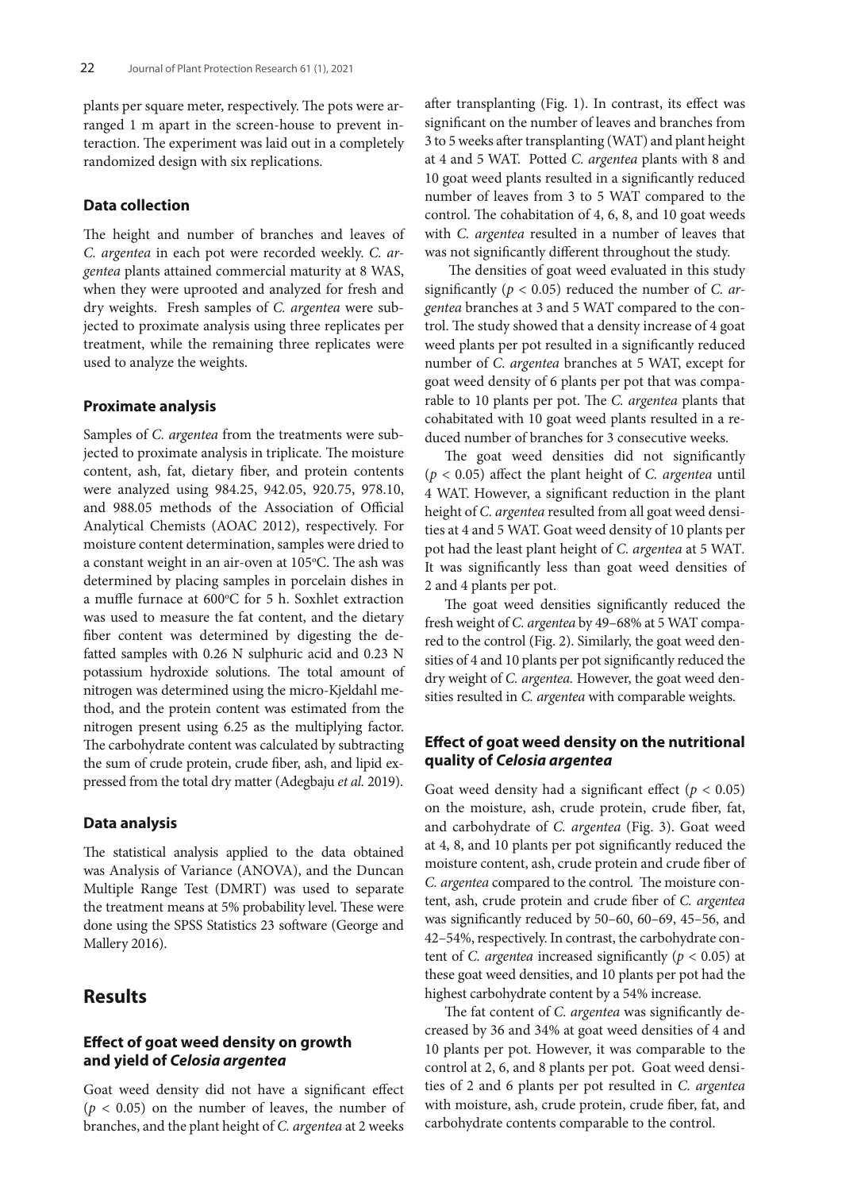plants per square meter, respectively. The pots were arranged 1 m apart in the screen-house to prevent interaction. The experiment was laid out in a completely randomized design with six replications.

### Data collection

The height and number of branches and leaves of *C. argentea* in each pot were recorded weekly. *C. argentea* plants attained commercial maturity at 8 WAS, when they were uprooted and analyzed for fresh and dry weights. Fresh samples of *C. argentea* were subjected to proximate analysis using three replicates per treatment, while the remaining three replicates were used to analyze the weights.

### Proximate analysis

Samples of *C. argentea* from the treatments were subjected to proximate analysis in triplicate. The moisture content, ash, fat, dietary fiber, and protein contents were analyzed using 984.25, 942.05, 920.75, 978.10, and 988.05 methods of the Association of Official Analytical Chemists (AOAC 2012), respectively. For moisture content determination, samples were dried to a constant weight in an air-oven at 105°C. The ash was determined by placing samples in porcelain dishes in a muffle furnace at 600°C for 5 h. Soxhlet extraction was used to measure the fat content, and the dietary fiber content was determined by digesting the defatted samples with 0.26 N sulphuric acid and 0.23 N potassium hydroxide solutions. The total amount of nitrogen was determined using the micro-Kjeldahl method, and the protein content was estimated from the nitrogen present using 6.25 as the multiplying factor. The carbohydrate content was calculated by subtracting the sum of crude protein, crude fiber, ash, and lipid expressed from the total dry matter (Adegbaju *et al.* 2019).

### Data analysis

The statistical analysis applied to the data obtained was Analysis of Variance (ANOVA), and the Duncan Multiple Range Test (DMRT) was used to separate the treatment means at 5% probability level. These were done using the SPSS Statistics 23 software (George and Mallery 2016).

## Results

### Effect of goat weed density on growth and yield of *Celosia argentea*

Goat weed density did not have a significant effect ($p < 0.05$) on the number of leaves, the number of branches, and the plant height of *C. argentea* at 2 weeks after transplanting (Fig. 1). In contrast, its effect was significant on the number of leaves and branches from 3 to 5 weeks after transplanting (WAT) and plant height at 4 and 5 WAT. Potted *C. argentea* plants with 8 and 10 goat weed plants resulted in a significantly reduced number of leaves from 3 to 5 WAT compared to the control. The cohabitation of 4, 6, 8, and 10 goat weeds with *C. argentea* resulted in a number of leaves that was not significantly different throughout the study.

The densities of goat weed evaluated in this study significantly ($p < 0.05$) reduced the number of *C. argentea* branches at 3 and 5 WAT compared to the control. The study showed that a density increase of 4 goat weed plants per pot resulted in a significantly reduced number of *C. argentea* branches at 5 WAT, except for goat weed density of 6 plants per pot that was comparable to 10 plants per pot. The *C. argentea* plants that cohabitated with 10 goat weed plants resulted in a reduced number of branches for 3 consecutive weeks.

The goat weed densities did not significantly ($p < 0.05$) affect the plant height of *C. argentea* until 4 WAT. However, a significant reduction in the plant height of *C. argentea* resulted from all goat weed densities at 4 and 5 WAT. Goat weed density of 10 plants per pot had the least plant height of *C. argentea* at 5 WAT. It was significantly less than goat weed densities of 2 and 4 plants per pot.

The goat weed densities significantly reduced the fresh weight of *C. argentea* by 49–68% at 5 WAT compared to the control (Fig. 2). Similarly, the goat weed densities of 4 and 10 plants per pot significantly reduced the dry weight of *C. argentea*. However, the goat weed densities resulted in *C. argentea* with comparable weights.

### Effect of goat weed density on the nutritional quality of *Celosia argentea*

Goat weed density had a significant effect ($p < 0.05$) on the moisture, ash, crude protein, crude fiber, fat, and carbohydrate of *C. argentea* (Fig. 3). Goat weed at 4, 8, and 10 plants per pot significantly reduced the moisture content, ash, crude protein and crude fiber of *C. argentea* compared to the control. The moisture content, ash, crude protein and crude fiber of *C. argentea* was significantly reduced by 50–60, 60–69, 45–56, and 42–54%, respectively. In contrast, the carbohydrate content of *C. argentea* increased significantly ($p < 0.05$) at these goat weed densities, and 10 plants per pot had the highest carbohydrate content by a 54% increase.

The fat content of *C. argentea* was significantly decreased by 36 and 34% at goat weed densities of 4 and 10 plants per pot. However, it was comparable to the control at 2, 6, and 8 plants per pot. Goat weed densities of 2 and 6 plants per pot resulted in *C. argentea* with moisture, ash, crude protein, crude fiber, fat, and carbohydrate contents comparable to the control.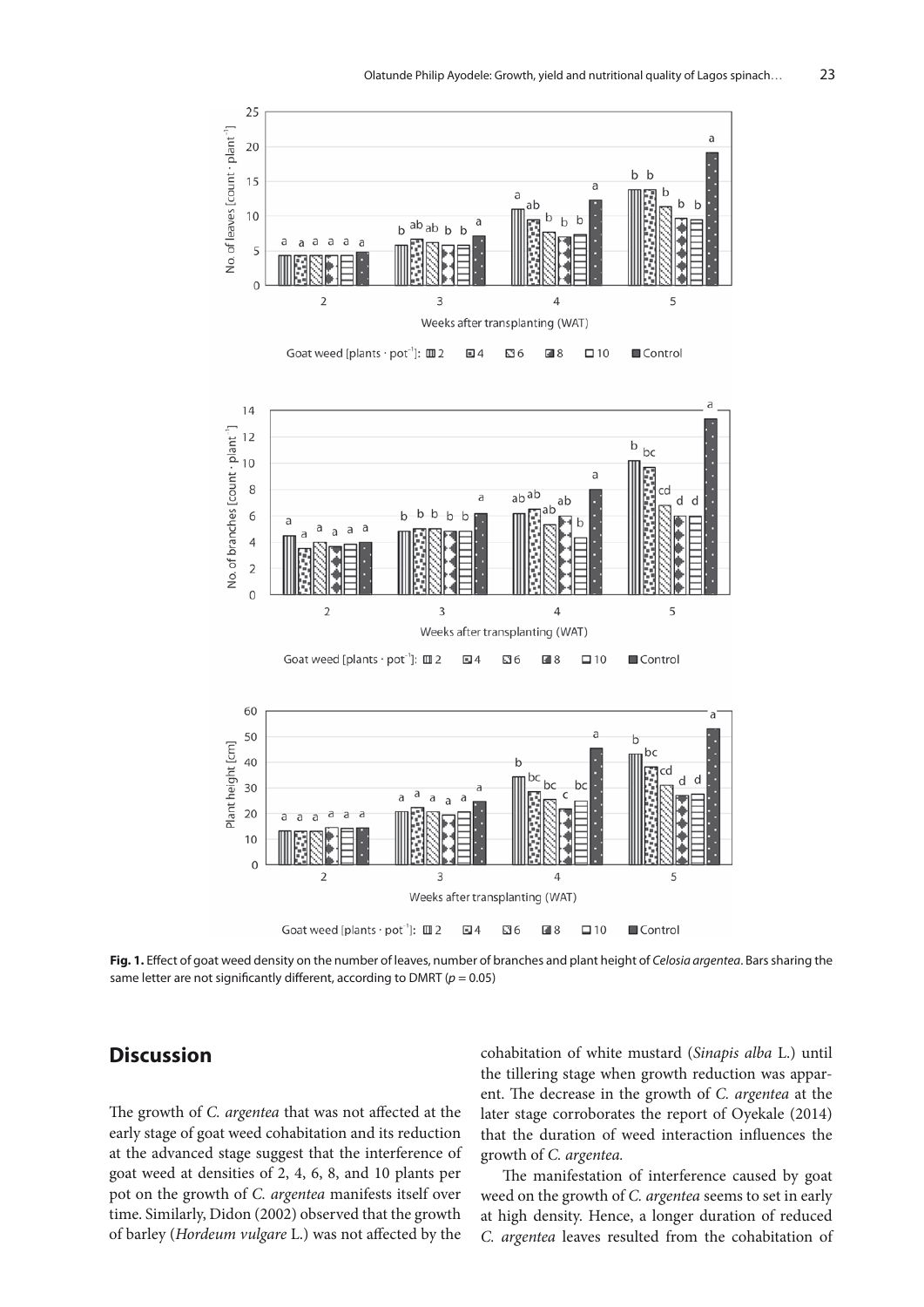25
20
15
10
5
0
No. of leaves [count · plant$^{-1}$]
a
b b
b
b b
a
ab
b b b
a
b ab ab b b
a
a a a a a a
2
3
4
5
Weeks after transplanting (WAT)
Goat weed [plants · pot$^{-1}$]: 2 4 6 8 10 Control

14
12
10
8
6
4
2
0
No. of branches [count · plant$^{-1}$]
a
b
bc
cd
d d
a
ab ab
ab
ab
b
a
b b b b b
a
a
a a a a
2
3
4
5
Weeks after transplanting (WAT)
Goat weed [plants · pot$^{-1}$]: 2 4 6 8 10 Control

60
50
40
30
20
10
0
Plant height [cm]
a
b
bc
cd
d d
a
b
bc
bc
c
bc
a
a a
a a a
a a a a a a
2
3
4
5
Weeks after transplanting (WAT)
Goat weed [plants · pot$^{-1}$]: 2 4 6 8 10 Control

**Fig. 1.** Effect of goat weed density on the number of leaves, number of branches and plant height of *Celosia argentea*. Bars sharing the same letter are not significantly different, according to DMRT ($p = 0.05$)

## Discussion

The growth of *C. argentea* that was not affected at the early stage of goat weed cohabitation and its reduction at the advanced stage suggest that the interference of goat weed at densities of 2, 4, 6, 8, and 10 plants per pot on the growth of *C. argentea* manifests itself over time. Similarly, Didon (2002) observed that the growth of barley (*Hordeum vulgare* L.) was not affected by the cohabitation of white mustard (*Sinapis alba* L.) until the tillering stage when growth reduction was apparent. The decrease in the growth of *C. argentea* at the later stage corroborates the report of Oyekale (2014) that the duration of weed interaction influences the growth of *C. argentea.*

The manifestation of interference caused by goat weed on the growth of *C. argentea* seems to set in early at high density. Hence, a longer duration of reduced *C. argentea* leaves resulted from the cohabitation of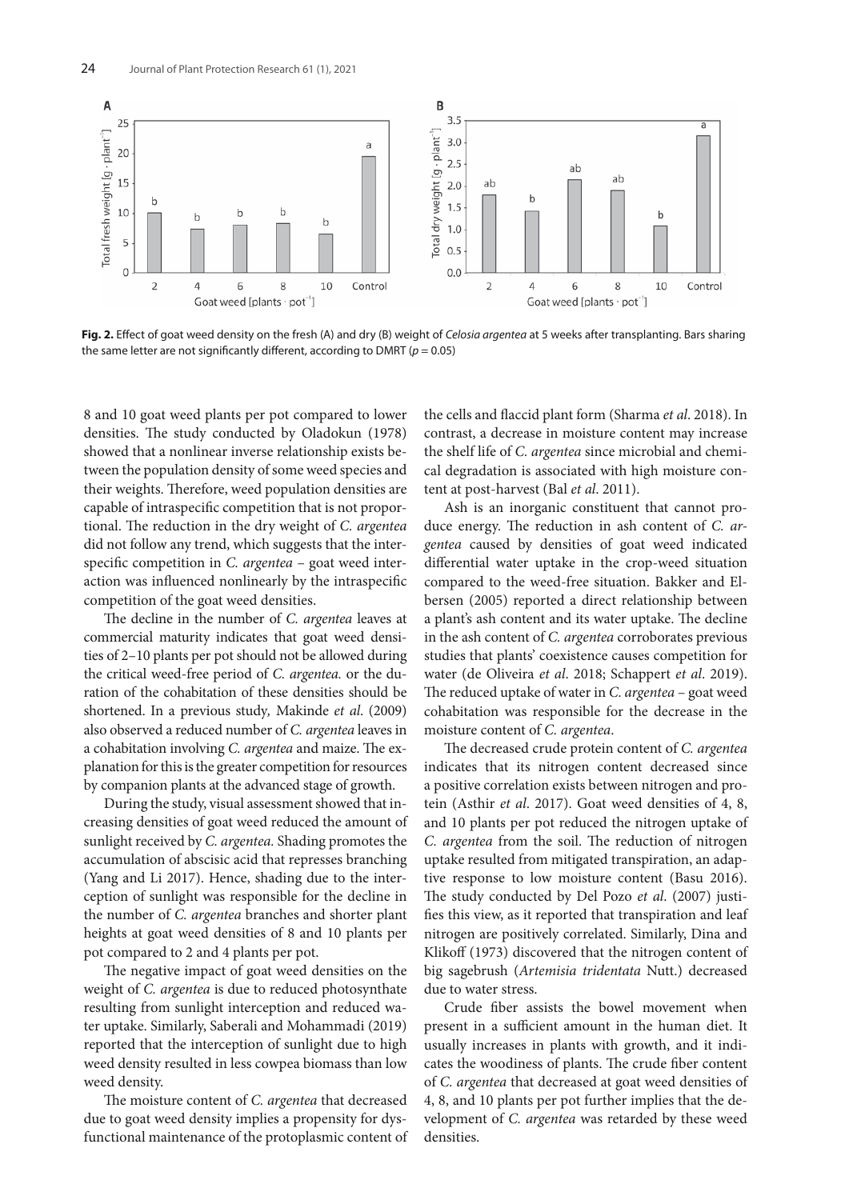A

Total fresh weight [g · plant⁻¹]

25
20
15
10
5
0

b b b b b a

2 4 6 8 10 Control

Goat weed [plants · pot⁻¹]

B

Total dry weight [g · plant⁻¹]

3.5
3.0
2.5
2.0
1.5
1.0
0.5
0.0

ab b ab ab b a

2 4 6 8 10 Control

Goat weed [plants · pot⁻¹]

**Fig. 2.** Effect of goat weed density on the fresh (A) and dry (B) weight of *Celosia argentea* at 5 weeks after transplanting. Bars sharing the same letter are not significantly different, according to DMRT ($p = 0.05$)

8 and 10 goat weed plants per pot compared to lower densities. The study conducted by Oladokun (1978) showed that a nonlinear inverse relationship exists between the population density of some weed species and their weights. Therefore, weed population densities are capable of intraspecific competition that is not proportional. The reduction in the dry weight of *C. argentea* did not follow any trend, which suggests that the interspecific competition in *C. argentea* – goat weed interaction was influenced nonlinearly by the intraspecific competition of the goat weed densities.

The decline in the number of *C. argentea* leaves at commercial maturity indicates that goat weed densities of 2–10 plants per pot should not be allowed during the critical weed-free period of *C. argentea.* or the duration of the cohabitation of these densities should be shortened. In a previous study, Makinde *et al.* (2009) also observed a reduced number of *C. argentea* leaves in a cohabitation involving *C. argentea* and maize. The explanation for this is the greater competition for resources by companion plants at the advanced stage of growth.

During the study, visual assessment showed that increasing densities of goat weed reduced the amount of sunlight received by *C. argentea.* Shading promotes the accumulation of abscisic acid that represses branching (Yang and Li 2017). Hence, shading due to the interception of sunlight was responsible for the decline in the number of *C. argentea* branches and shorter plant heights at goat weed densities of 8 and 10 plants per pot compared to 2 and 4 plants per pot.

The negative impact of goat weed densities on the weight of *C. argentea* is due to reduced photosynthate resulting from sunlight interception and reduced water uptake. Similarly, Saberali and Mohammadi (2019) reported that the interception of sunlight due to high weed density resulted in less cowpea biomass than low weed density.

The moisture content of *C. argentea* that decreased due to goat weed density implies a propensity for dysfunctional maintenance of the protoplasmic content of the cells and flaccid plant form (Sharma *et al.* 2018). In contrast, a decrease in moisture content may increase the shelf life of *C. argentea* since microbial and chemical degradation is associated with high moisture content at post-harvest (Bal *et al.* 2011).

Ash is an inorganic constituent that cannot produce energy. The reduction in ash content of *C. argentea* caused by densities of goat weed indicated differential water uptake in the crop-weed situation compared to the weed-free situation. Bakker and Elbersen (2005) reported a direct relationship between a plant's ash content and its water uptake. The decline in the ash content of *C. argentea* corroborates previous studies that plants' coexistence causes competition for water (de Oliveira *et al.* 2018; Schappert *et al.* 2019). The reduced uptake of water in *C. argentea* – goat weed cohabitation was responsible for the decrease in the moisture content of *C. argentea*.

The decreased crude protein content of *C. argentea* indicates that its nitrogen content decreased since a positive correlation exists between nitrogen and protein (Asthir *et al.* 2017). Goat weed densities of 4, 8, and 10 plants per pot reduced the nitrogen uptake of *C. argentea* from the soil. The reduction of nitrogen uptake resulted from mitigated transpiration, an adaptive response to low moisture content (Basu 2016). The study conducted by Del Pozo *et al.* (2007) justifies this view, as it reported that transpiration and leaf nitrogen are positively correlated. Similarly, Dina and Klikoff (1973) discovered that the nitrogen content of big sagebrush (*Artemisia tridentata* Nutt.) decreased due to water stress.

Crude fiber assists the bowel movement when present in a sufficient amount in the human diet. It usually increases in plants with growth, and it indicates the woodiness of plants. The crude fiber content of *C. argentea* that decreased at goat weed densities of 4, 8, and 10 plants per pot further implies that the development of *C. argentea* was retarded by these weed densities.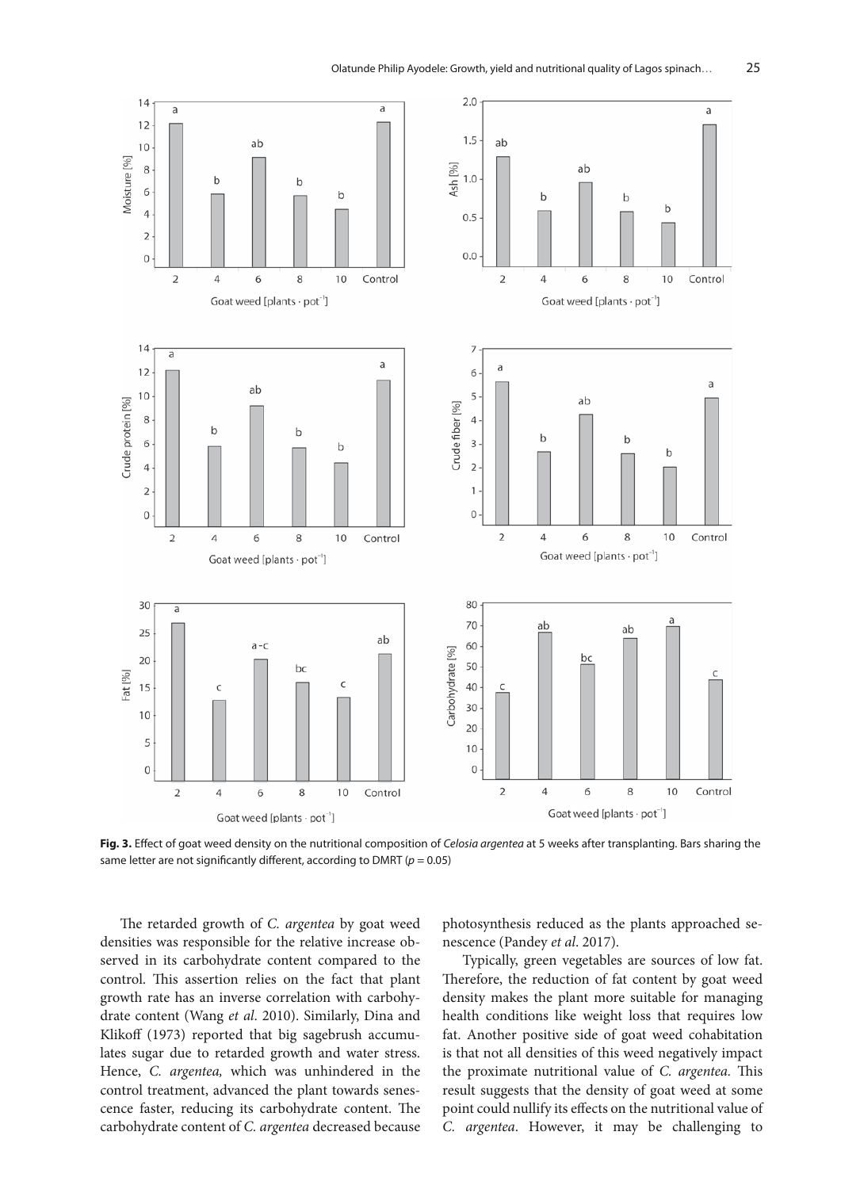Moisture [%]
14
12
10
8
6
4
2
0
a
b
ab
b
b
a
2
4
6
8
10
Control
Goat weed [plants · pot⁻¹]

Ash [%]
2.0
1.5
1.0
0.5
0.0
ab
b
ab
b
b
a
2
4
6
8
10
Control
Goat weed [plants · pot⁻¹]

Crude protein [%]
14
12
10
8
6
4
2
0
a
b
ab
b
b
a
2
4
6
8
10
Control
Goat weed [plants · pot⁻¹]

Crude fiber [%]
7
6
5
4
3
2
1
0
a
b
ab
b
b
a
2
4
6
8
10
Control
Goat weed [plants · pot⁻¹]

Fat [%]
30
25
20
15
10
5
0
a
c
a-c
bc
c
ab
2
4
6
8
10
Control
Goat weed [plants · pot⁻¹]

Carbohydrate [%]
80
70
60
50
40
30
20
10
0
c
ab
bc
ab
a
c
2
4
6
8
10
Control
Goat weed [plants · pot⁻¹]

**Fig. 3.** Effect of goat weed density on the nutritional composition of *Celosia argentea* at 5 weeks after transplanting. Bars sharing the same letter are not significantly different, according to DMRT ($p = 0.05$)

The retarded growth of *C. argentea* by goat weed densities was responsible for the relative increase observed in its carbohydrate content compared to the control. This assertion relies on the fact that plant growth rate has an inverse correlation with carbohydrate content (Wang *et al*. 2010). Similarly, Dina and Klikoff (1973) reported that big sagebrush accumulates sugar due to retarded growth and water stress. Hence, *C. argentea,* which was unhindered in the control treatment, advanced the plant towards senescence faster, reducing its carbohydrate content. The carbohydrate content of *C. argentea* decreased because photosynthesis reduced as the plants approached senescence (Pandey *et al*. 2017).

Typically, green vegetables are sources of low fat. Therefore, the reduction of fat content by goat weed density makes the plant more suitable for managing health conditions like weight loss that requires low fat. Another positive side of goat weed cohabitation is that not all densities of this weed negatively impact the proximate nutritional value of *C. argentea.* This result suggests that the density of goat weed at some point could nullify its effects on the nutritional value of *C. argentea*. However, it may be challenging to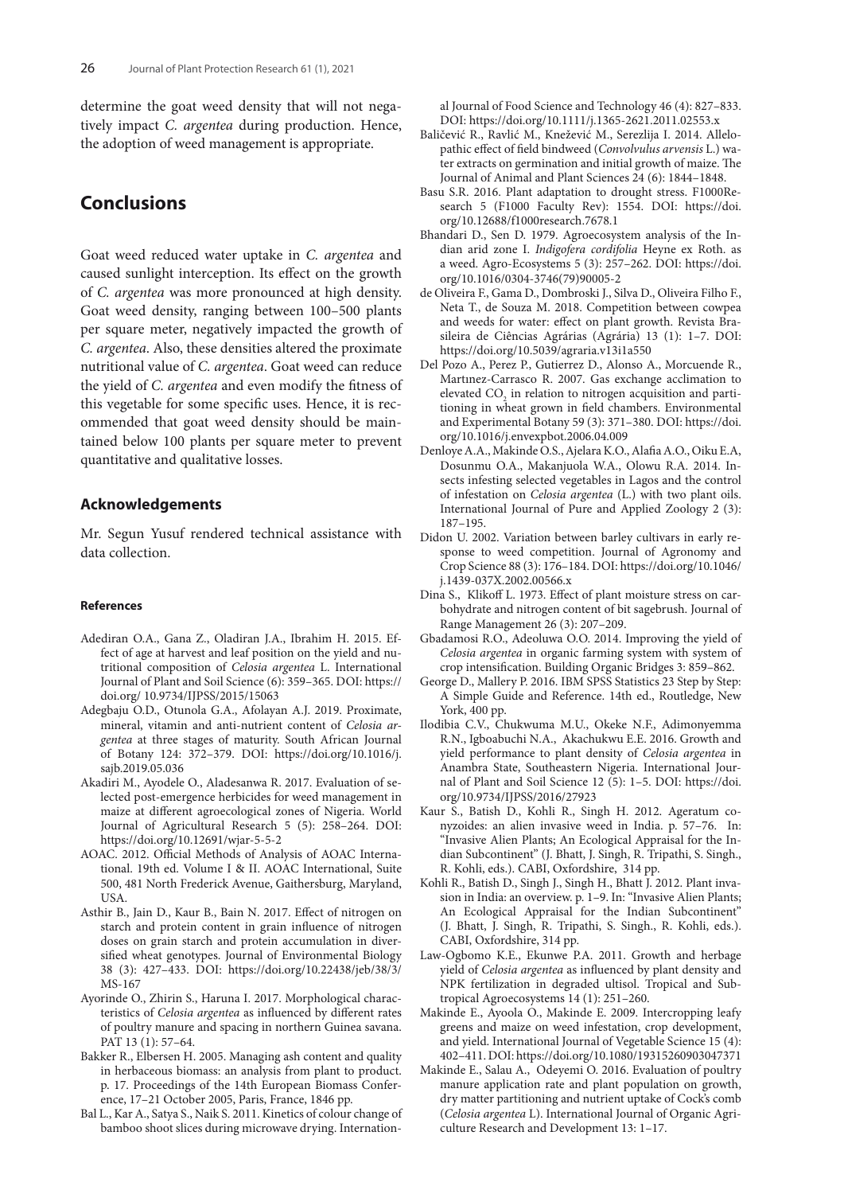determine the goat weed density that will not negatively impact *C. argentea* during production. Hence, the adoption of weed management is appropriate.

## Conclusions

Goat weed reduced water uptake in *C. argentea* and caused sunlight interception. Its effect on the growth of *C. argentea* was more pronounced at high density. Goat weed density, ranging between 100–500 plants per square meter, negatively impacted the growth of *C. argentea*. Also, these densities altered the proximate nutritional value of *C. argentea*. Goat weed can reduce the yield of *C. argentea* and even modify the fitness of this vegetable for some specific uses. Hence, it is recommended that goat weed density should be maintained below 100 plants per square meter to prevent quantitative and qualitative losses.

### Acknowledgements

Mr. Segun Yusuf rendered technical assistance with data collection.

#### References

Adediran O.A., Gana Z., Oladiran J.A., Ibrahim H. 2015. Effect of age at harvest and leaf position on the yield and nutritional composition of *Celosia argentea* L. International Journal of Plant and Soil Science (6): 359–365. DOI: https://doi.org/ 10.9734/IJPSS/2015/15063

Adegbaju O.D., Otunola G.A., Afolayan A.J. 2019. Proximate, mineral, vitamin and anti-nutrient content of *Celosia argentea* at three stages of maturity. South African Journal of Botany 124: 372–379. DOI: https://doi.org/10.1016/j.sajb.2019.05.036

Akadiri M., Ayodele O., Aladesanwa R. 2017. Evaluation of selected post-emergence herbicides for weed management in maize at different agroecological zones of Nigeria. World Journal of Agricultural Research 5 (5): 258–264. DOI: https://doi.org/10.12691/wjar-5-5-2

AOAC. 2012. Official Methods of Analysis of AOAC International. 19th ed. Volume I & II. AOAC International, Suite 500, 481 North Frederick Avenue, Gaithersburg, Maryland, USA.

Asthir B., Jain D., Kaur B., Bain N. 2017. Effect of nitrogen on starch and protein content in grain influence of nitrogen doses on grain starch and protein accumulation in diversified wheat genotypes. Journal of Environmental Biology 38 (3): 427–433. DOI: https://doi.org/10.22438/jeb/38/3/MS-167

Ayorinde O., Zhirin S., Haruna I. 2017. Morphological characteristics of *Celosia argentea* as influenced by different rates of poultry manure and spacing in northern Guinea savanna. PAT 13 (1): 57–64.

Bakker R., Elbersen H. 2005. Managing ash content and quality in herbaceous biomass: an analysis from plant to product. p. 17. Proceedings of the 14th European Biomass Conference, 17–21 October 2005, Paris, France, 1846 pp.

Bal L., Kar A., Satya S., Naik S. 2011. Kinetics of colour change of bamboo shoot slices during microwave drying. International Journal of Food Science and Technology 46 (4): 827–833. DOI: https://doi.org/10.1111/j.1365-2621.2011.02553.x

Baličević R., Ravlić M., Knežević M., Serezlija I. 2014. Allelopathic effect of field bindweed (*Convolvulus arvensis* L.) water extracts on germination and initial growth of maize. The Journal of Animal and Plant Sciences 24 (6): 1844–1848.

Basu S.R. 2016. Plant adaptation to drought stress. F1000Research 5 (F1000 Faculty Rev): 1554. DOI: https://doi.org/10.12688/f1000research.7678.1

Bhandari D., Sen D. 1979. Agroecosystem analysis of the Indian arid zone I. *Indigofera cordifolia* Heyne ex Roth. as a weed. Agro-Ecosystems 5 (3): 257–262. DOI: https://doi.org/10.1016/0304-3746(79)90005-2

de Oliveira F., Gama D., Dombroski J., Silva D., Oliveira Filho F., Neta T., de Souza M. 2018. Competition between cowpea and weeds for water: effect on plant growth. Revista Brasileira de Ciências Agrárias (Agrária) 13 (1): 1–7. DOI: https://doi.org/10.5039/agraria.v13i1a550

Del Pozo A., Perez P., Gutierrez D., Alonso A., Morcuende R., Martınez-Carrasco R. 2007. Gas exchange acclimation to elevated $CO_2$ in relation to nitrogen acquisition and partitioning in wheat grown in field chambers. Environmental and Experimental Botany 59 (3): 371–380. DOI: https://doi.org/10.1016/j.envexpbot.2006.04.009

Denloye A.A., Makinde O.S., Ajelara K.O., Alafia A.O., Oiku E.A, Dosunmu O.A., Makanjuola W.A., Olowu R.A. 2014. Insects infesting selected vegetables in Lagos and the control of infestation on *Celosia argentea* (L.) with two plant oils. International Journal of Pure and Applied Zoology 2 (3): 187–195.

Didon U. 2002. Variation between barley cultivars in early response to weed competition. Journal of Agronomy and Crop Science 88 (3): 176–184. DOI: https://doi.org/10.1046/j.1439-037X.2002.00566.x

Dina S., Klikoff L. 1973. Effect of plant moisture stress on carbohydrate and nitrogen content of bit sagebrush. Journal of Range Management 26 (3): 207–209.

Gbadamosi R.O., Adeoluwa O.O. 2014. Improving the yield of *Celosia argentea* in organic farming system with system of crop intensification. Building Organic Bridges 3: 859–862.

George D., Mallery P. 2016. IBM SPSS Statistics 23 Step by Step: A Simple Guide and Reference. 14th ed., Routledge, New York, 400 pp.

Ilodibia C.V., Chukwuma M.U., Okeke N.F., Adimonyemma R.N., Igboabuchi N.A., Akachukwu E.E. 2016. Growth and yield performance to plant density of *Celosia argentea* in Anambra State, Southeastern Nigeria. International Journal of Plant and Soil Science 12 (5): 1–5. DOI: https://doi.org/10.9734/IJPSS/2016/27923

Kaur S., Batish D., Kohli R., Singh H. 2012. Ageratum conyzoides: an alien invasive weed in India. p. 57–76. In: "Invasive Alien Plants; An Ecological Appraisal for the Indian Subcontinent" (J. Bhatt, J. Singh, R. Tripathi, S. Singh., R. Kohli, eds.). CABI, Oxfordshire, 314 pp.

Kohli R., Batish D., Singh J., Singh H., Bhatt J. 2012. Plant invasion in India: an overview. p. 1–9. In: "Invasive Alien Plants; An Ecological Appraisal for the Indian Subcontinent" (J. Bhatt, J. Singh, R. Tripathi, S. Singh., R. Kohli, eds.). CABI, Oxfordshire, 314 pp.

Law-Ogbomo K.E., Ekunwe P.A. 2011. Growth and herbage yield of *Celosia argentea* as influenced by plant density and NPK fertilization in degraded ultisol. Tropical and Subtropical Agroecosystems 14 (1): 251–260.

Makinde E., Ayoola O., Makinde E. 2009. Intercropping leafy greens and maize on weed infestation, crop development, and yield. International Journal of Vegetable Science 15 (4): 402–411. DOI: https://doi.org/10.1080/19315260903047371

Makinde E., Salau A., Odeyemi O. 2016. Evaluation of poultry manure application rate and plant population on growth, dry matter partitioning and nutrient uptake of Cock's comb (*Celosia argentea* L). International Journal of Organic Agriculture Research and Development 13: 1–17.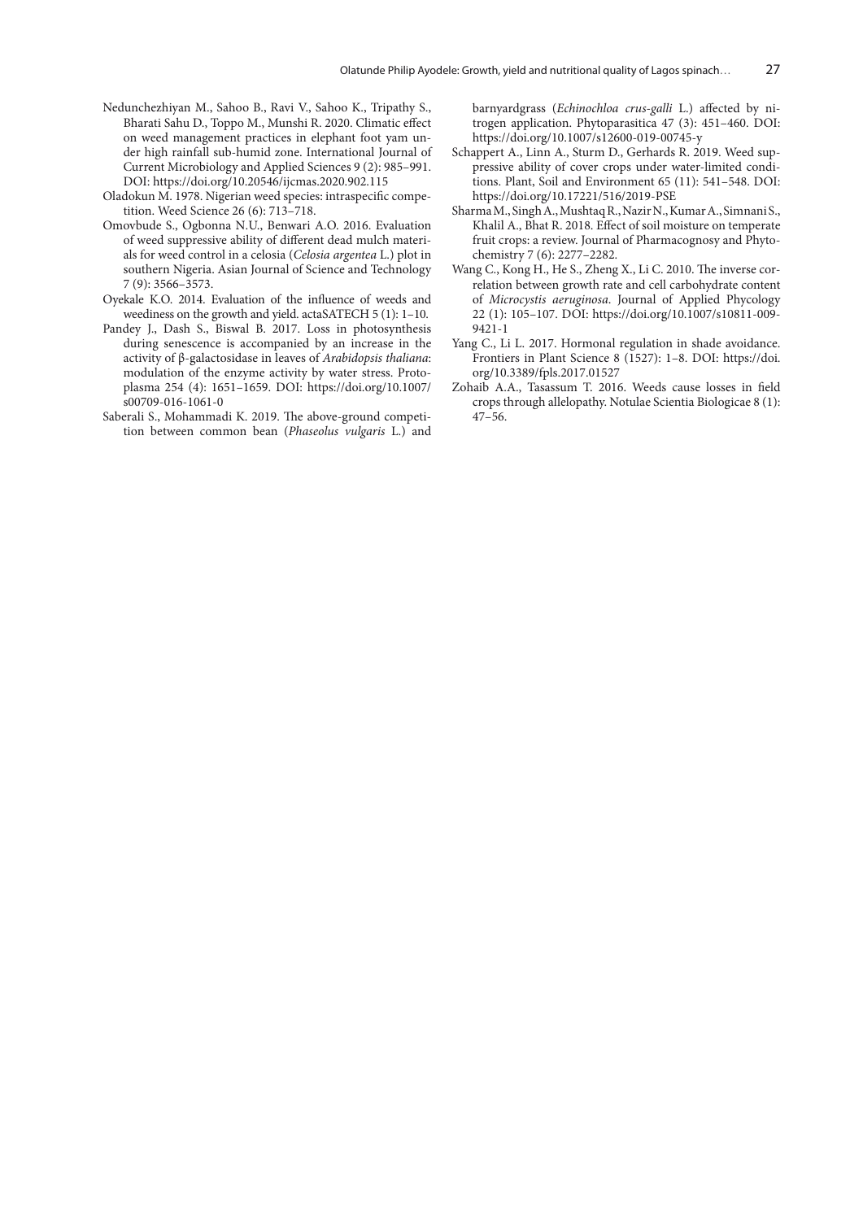Nedunchezhiyan M., Sahoo B., Ravi V., Sahoo K., Tripathy S., Bharati Sahu D., Toppo M., Munshi R. 2020. Climatic effect on weed management practices in elephant foot yam under high rainfall sub-humid zone. International Journal of Current Microbiology and Applied Sciences 9 (2): 985–991. DOI: https://doi.org/10.20546/ijcmas.2020.902.115

Oladokun M. 1978. Nigerian weed species: intraspecific competition. Weed Science 26 (6): 713–718.

Omovbude S., Ogbonna N.U., Benwari A.O. 2016. Evaluation of weed suppressive ability of different dead mulch materials for weed control in a celosia (*Celosia argentea* L.) plot in southern Nigeria. Asian Journal of Science and Technology 7 (9): 3566–3573.

Oyekale K.O. 2014. Evaluation of the influence of weeds and weediness on the growth and yield. actaSATECH 5 (1): 1–10.

Pandey J., Dash S., Biswal B. 2017. Loss in photosynthesis during senescence is accompanied by an increase in the activity of β-galactosidase in leaves of *Arabidopsis thaliana*: modulation of the enzyme activity by water stress. Protoplasma 254 (4): 1651–1659. DOI: https://doi.org/10.1007/s00709-016-1061-0

Saberali S., Mohammadi K. 2019. The above-ground competition between common bean (*Phaseolus vulgaris* L.) and barnyardgrass (*Echinochloa crus-galli* L.) affected by nitrogen application. Phytoparasitica 47 (3): 451–460. DOI: https://doi.org/10.1007/s12600-019-00745-y

Schappert A., Linn A., Sturm D., Gerhards R. 2019. Weed suppressive ability of cover crops under water-limited conditions. Plant, Soil and Environment 65 (11): 541–548. DOI: https://doi.org/10.17221/516/2019-PSE

Sharma M., Singh A., Mushtaq R., Nazir N., Kumar A., Simnani S., Khalil A., Bhat R. 2018. Effect of soil moisture on temperate fruit crops: a review. Journal of Pharmacognosy and Phytochemistry 7 (6): 2277–2282.

Wang C., Kong H., He S., Zheng X., Li C. 2010. The inverse correlation between growth rate and cell carbohydrate content of *Microcystis aeruginosa*. Journal of Applied Phycology 22 (1): 105–107. DOI: https://doi.org/10.1007/s10811-009-9421-1

Yang C., Li L. 2017. Hormonal regulation in shade avoidance. Frontiers in Plant Science 8 (1527): 1–8. DOI: https://doi.org/10.3389/fpls.2017.01527

Zohaib A.A., Tasassum T. 2016. Weeds cause losses in field crops through allelopathy. Notulae Scientia Biologicae 8 (1): 47–56.